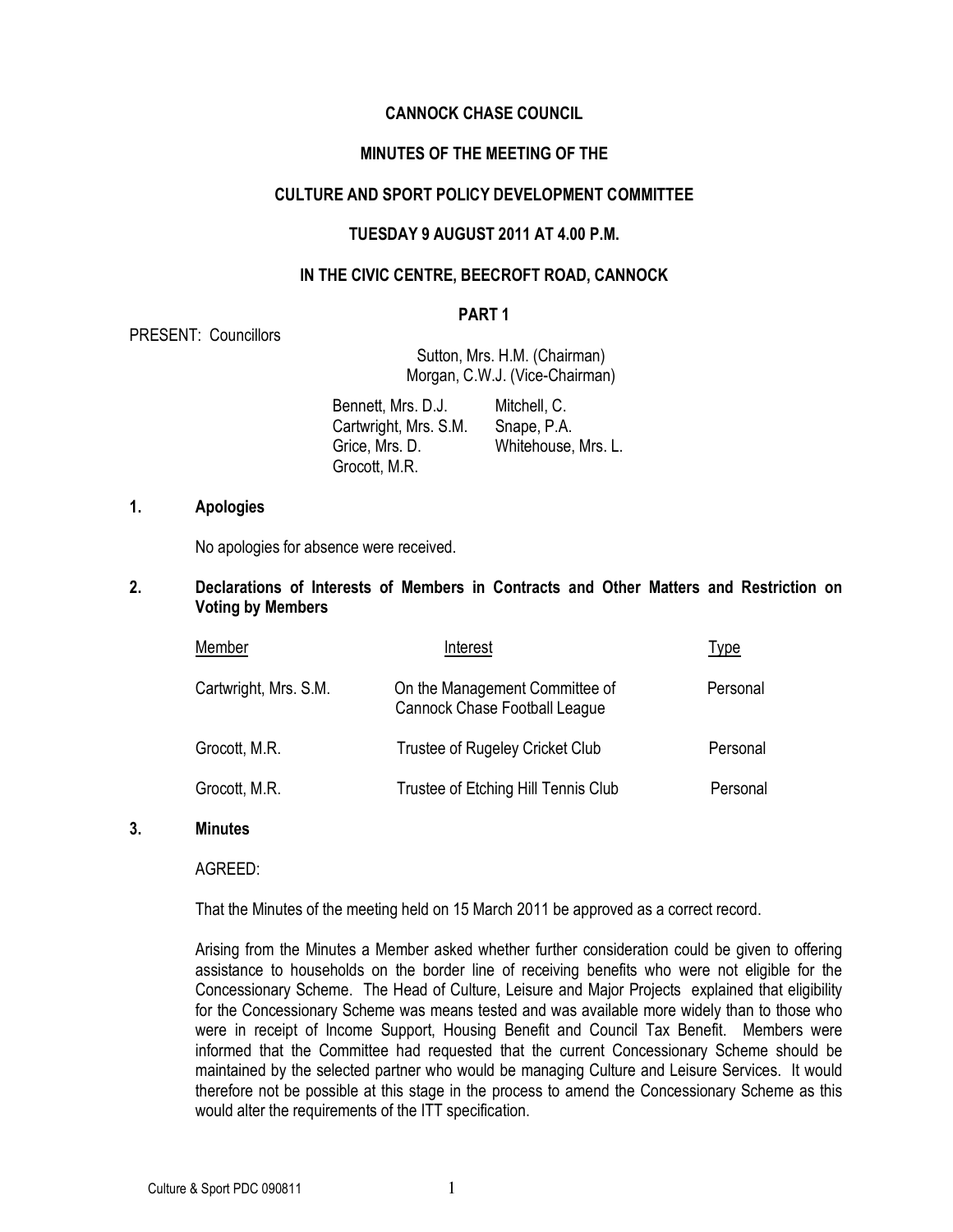# CANNOCK CHASE COUNCIL

## MINUTES OF THE MEETING OF THE

## CULTURE AND SPORT POLICY DEVELOPMENT COMMITTEE

## TUESDAY 9 AUGUST 2011 AT 4.00 P.M.

## IN THE CIVIC CENTRE, BEECROFT ROAD, CANNOCK

### PART 1

PRESENT: Councillors

Sutton, Mrs. H.M. (Chairman)
Morgan, C.W.J. (Vice-Chairman)

Bennett, Mrs. D.J.
Cartwright, Mrs. S.M.
Grice, Mrs. D.
Grocott, M.R.
Mitchell, C.
Snape, P.A.
Whitehouse, Mrs. L.

### 1. Apologies

No apologies for absence were received.

### 2. Declarations of Interests of Members in Contracts and Other Matters and Restriction on Voting by Members

| Member | Interest | Type |
|---|---|---|
| Cartwright, Mrs. S.M. | On the Management Committee of Cannock Chase Football League | Personal |
| Grocott, M.R. | Trustee of Rugeley Cricket Club | Personal |
| Grocott, M.R. | Trustee of Etching Hill Tennis Club | Personal |

### 3. Minutes

AGREED:

That the Minutes of the meeting held on 15 March 2011 be approved as a correct record.

Arising from the Minutes a Member asked whether further consideration could be given to offering assistance to households on the border line of receiving benefits who were not eligible for the Concessionary Scheme. The Head of Culture, Leisure and Major Projects explained that eligibility for the Concessionary Scheme was means tested and was available more widely than to those who were in receipt of Income Support, Housing Benefit and Council Tax Benefit. Members were informed that the Committee had requested that the current Concessionary Scheme should be maintained by the selected partner who would be managing Culture and Leisure Services. It would therefore not be possible at this stage in the process to amend the Concessionary Scheme as this would alter the requirements of the ITT specification.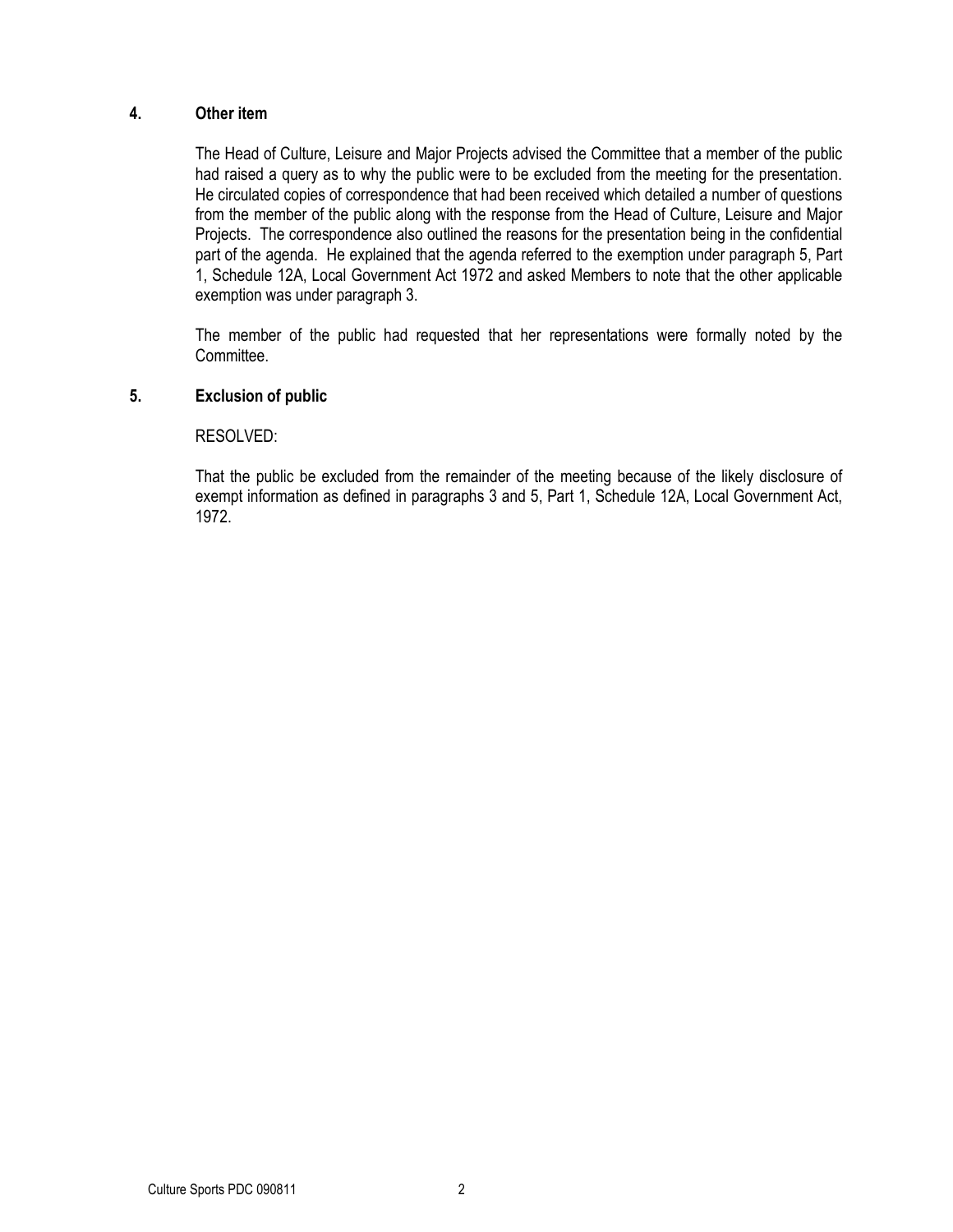## 4. Other item

The Head of Culture, Leisure and Major Projects advised the Committee that a member of the public had raised a query as to why the public were to be excluded from the meeting for the presentation. He circulated copies of correspondence that had been received which detailed a number of questions from the member of the public along with the response from the Head of Culture, Leisure and Major Projects. The correspondence also outlined the reasons for the presentation being in the confidential part of the agenda. He explained that the agenda referred to the exemption under paragraph 5, Part 1, Schedule 12A, Local Government Act 1972 and asked Members to note that the other applicable exemption was under paragraph 3.

The member of the public had requested that her representations were formally noted by the Committee.

## 5. Exclusion of public

RESOLVED:

That the public be excluded from the remainder of the meeting because of the likely disclosure of exempt information as defined in paragraphs 3 and 5, Part 1, Schedule 12A, Local Government Act, 1972.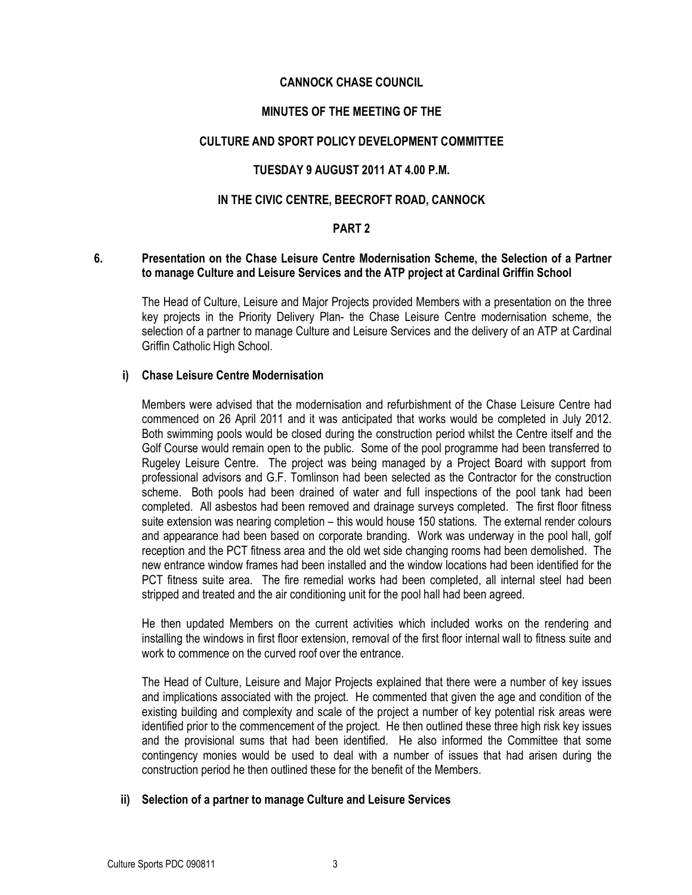**CANNOCK CHASE COUNCIL**

**MINUTES OF THE MEETING OF THE**

**CULTURE AND SPORT POLICY DEVELOPMENT COMMITTEE**

**TUESDAY 9 AUGUST 2011 AT 4.00 P.M.**

**IN THE CIVIC CENTRE, BEECROFT ROAD, CANNOCK**

**PART 2**

## 6. Presentation on the Chase Leisure Centre Modernisation Scheme, the Selection of a Partner to manage Culture and Leisure Services and the ATP project at Cardinal Griffin School

The Head of Culture, Leisure and Major Projects provided Members with a presentation on the three key projects in the Priority Delivery Plan- the Chase Leisure Centre modernisation scheme, the selection of a partner to manage Culture and Leisure Services and the delivery of an ATP at Cardinal Griffin Catholic High School.

### i) Chase Leisure Centre Modernisation

Members were advised that the modernisation and refurbishment of the Chase Leisure Centre had commenced on 26 April 2011 and it was anticipated that works would be completed in July 2012. Both swimming pools would be closed during the construction period whilst the Centre itself and the Golf Course would remain open to the public. Some of the pool programme had been transferred to Rugeley Leisure Centre. The project was being managed by a Project Board with support from professional advisors and G.F. Tomlinson had been selected as the Contractor for the construction scheme. Both pools had been drained of water and full inspections of the pool tank had been completed. All asbestos had been removed and drainage surveys completed. The first floor fitness suite extension was nearing completion – this would house 150 stations. The external render colours and appearance had been based on corporate branding. Work was underway in the pool hall, golf reception and the PCT fitness area and the old wet side changing rooms had been demolished. The new entrance window frames had been installed and the window locations had been identified for the PCT fitness suite area. The fire remedial works had been completed, all internal steel had been stripped and treated and the air conditioning unit for the pool hall had been agreed.

He then updated Members on the current activities which included works on the rendering and installing the windows in first floor extension, removal of the first floor internal wall to fitness suite and work to commence on the curved roof over the entrance.

The Head of Culture, Leisure and Major Projects explained that there were a number of key issues and implications associated with the project. He commented that given the age and condition of the existing building and complexity and scale of the project a number of key potential risk areas were identified prior to the commencement of the project. He then outlined these three high risk key issues and the provisional sums that had been identified. He also informed the Committee that some contingency monies would be used to deal with a number of issues that had arisen during the construction period he then outlined these for the benefit of the Members.

### ii) Selection of a partner to manage Culture and Leisure Services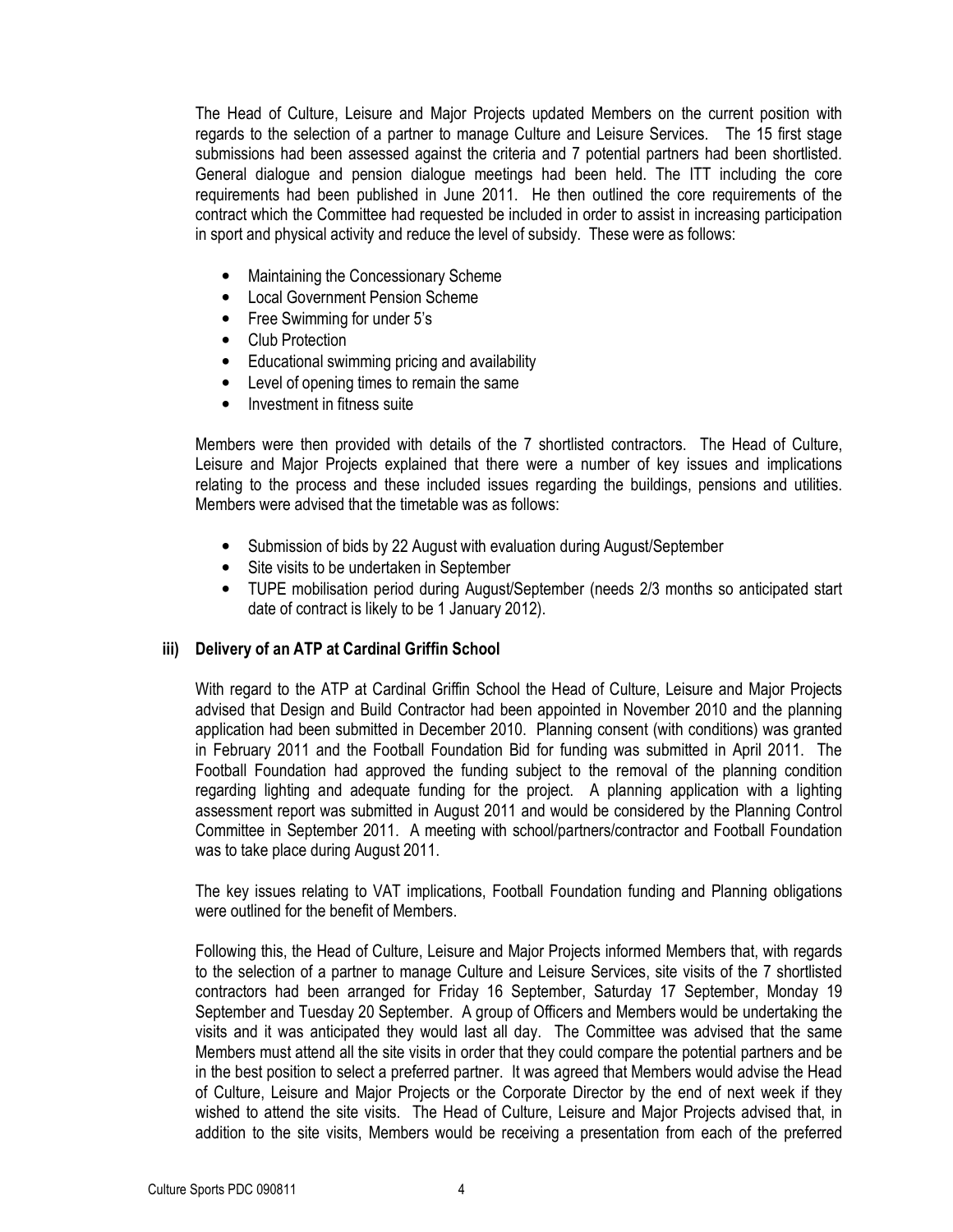The Head of Culture, Leisure and Major Projects updated Members on the current position with regards to the selection of a partner to manage Culture and Leisure Services. The 15 first stage submissions had been assessed against the criteria and 7 potential partners had been shortlisted. General dialogue and pension dialogue meetings had been held. The ITT including the core requirements had been published in June 2011. He then outlined the core requirements of the contract which the Committee had requested be included in order to assist in increasing participation in sport and physical activity and reduce the level of subsidy. These were as follows:

- Maintaining the Concessionary Scheme
- Local Government Pension Scheme
- Free Swimming for under 5's
- Club Protection
- Educational swimming pricing and availability
- Level of opening times to remain the same
- Investment in fitness suite

Members were then provided with details of the 7 shortlisted contractors. The Head of Culture, Leisure and Major Projects explained that there were a number of key issues and implications relating to the process and these included issues regarding the buildings, pensions and utilities. Members were advised that the timetable was as follows:

- Submission of bids by 22 August with evaluation during August/September
- Site visits to be undertaken in September
- TUPE mobilisation period during August/September (needs 2/3 months so anticipated start date of contract is likely to be 1 January 2012).

### iii) Delivery of an ATP at Cardinal Griffin School

With regard to the ATP at Cardinal Griffin School the Head of Culture, Leisure and Major Projects advised that Design and Build Contractor had been appointed in November 2010 and the planning application had been submitted in December 2010. Planning consent (with conditions) was granted in February 2011 and the Football Foundation Bid for funding was submitted in April 2011. The Football Foundation had approved the funding subject to the removal of the planning condition regarding lighting and adequate funding for the project. A planning application with a lighting assessment report was submitted in August 2011 and would be considered by the Planning Control Committee in September 2011. A meeting with school/partners/contractor and Football Foundation was to take place during August 2011.

The key issues relating to VAT implications, Football Foundation funding and Planning obligations were outlined for the benefit of Members.

Following this, the Head of Culture, Leisure and Major Projects informed Members that, with regards to the selection of a partner to manage Culture and Leisure Services, site visits of the 7 shortlisted contractors had been arranged for Friday 16 September, Saturday 17 September, Monday 19 September and Tuesday 20 September. A group of Officers and Members would be undertaking the visits and it was anticipated they would last all day. The Committee was advised that the same Members must attend all the site visits in order that they could compare the potential partners and be in the best position to select a preferred partner. It was agreed that Members would advise the Head of Culture, Leisure and Major Projects or the Corporate Director by the end of next week if they wished to attend the site visits. The Head of Culture, Leisure and Major Projects advised that, in addition to the site visits, Members would be receiving a presentation from each of the preferred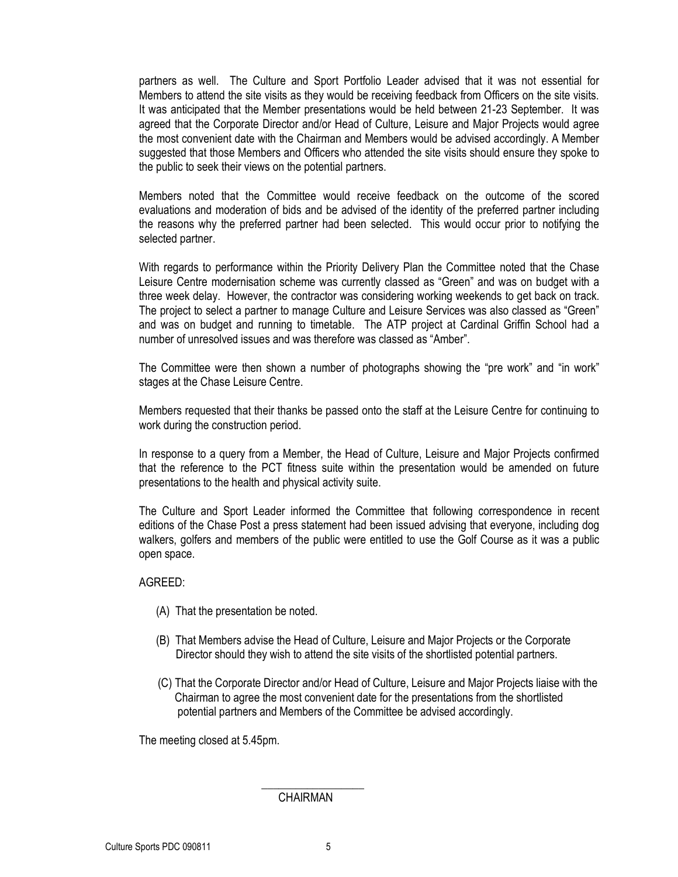partners as well. The Culture and Sport Portfolio Leader advised that it was not essential for Members to attend the site visits as they would be receiving feedback from Officers on the site visits. It was anticipated that the Member presentations would be held between 21-23 September. It was agreed that the Corporate Director and/or Head of Culture, Leisure and Major Projects would agree the most convenient date with the Chairman and Members would be advised accordingly. A Member suggested that those Members and Officers who attended the site visits should ensure they spoke to the public to seek their views on the potential partners.

Members noted that the Committee would receive feedback on the outcome of the scored evaluations and moderation of bids and be advised of the identity of the preferred partner including the reasons why the preferred partner had been selected. This would occur prior to notifying the selected partner.

With regards to performance within the Priority Delivery Plan the Committee noted that the Chase Leisure Centre modernisation scheme was currently classed as "Green" and was on budget with a three week delay. However, the contractor was considering working weekends to get back on track. The project to select a partner to manage Culture and Leisure Services was also classed as "Green" and was on budget and running to timetable. The ATP project at Cardinal Griffin School had a number of unresolved issues and was therefore was classed as "Amber".

The Committee were then shown a number of photographs showing the "pre work" and "in work" stages at the Chase Leisure Centre.

Members requested that their thanks be passed onto the staff at the Leisure Centre for continuing to work during the construction period.

In response to a query from a Member, the Head of Culture, Leisure and Major Projects confirmed that the reference to the PCT fitness suite within the presentation would be amended on future presentations to the health and physical activity suite.

The Culture and Sport Leader informed the Committee that following correspondence in recent editions of the Chase Post a press statement had been issued advising that everyone, including dog walkers, golfers and members of the public were entitled to use the Golf Course as it was a public open space.

AGREED:

(A) That the presentation be noted.

(B) That Members advise the Head of Culture, Leisure and Major Projects or the Corporate Director should they wish to attend the site visits of the shortlisted potential partners.

(C) That the Corporate Director and/or Head of Culture, Leisure and Major Projects liaise with the Chairman to agree the most convenient date for the presentations from the shortlisted potential partners and Members of the Committee be advised accordingly.

The meeting closed at 5.45pm.

\_\_\_\_\_\_\_\_\_\_\_\_\_\_\_\_\_\_

CHAIRMAN